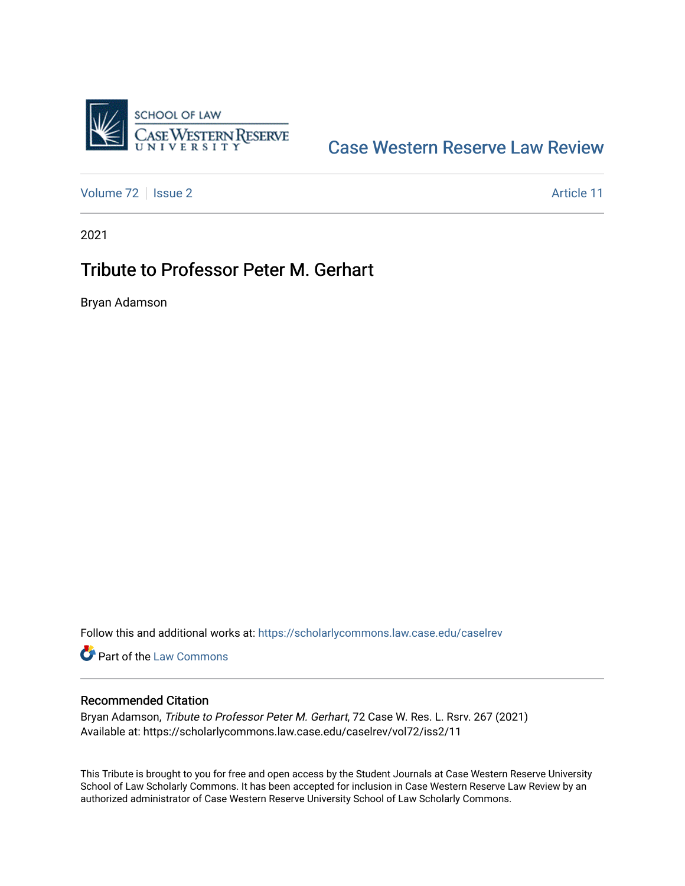Case Western Reserve Law Review

Volume 72 | Issue 2 | Article 11

2021

# Tribute to Professor Peter M. Gerhart

Bryan Adamson

Follow this and additional works at: https://scholarlycommons.law.case.edu/caselrev

Part of the Law Commons

## Recommended Citation

Bryan Adamson, *Tribute to Professor Peter M. Gerhart*, 72 Case W. Res. L. Rsrv. 267 (2021)
Available at: https://scholarlycommons.law.case.edu/caselrev/vol72/iss2/11

This Tribute is brought to you for free and open access by the Student Journals at Case Western Reserve University School of Law Scholarly Commons. It has been accepted for inclusion in Case Western Reserve Law Review by an authorized administrator of Case Western Reserve University School of Law Scholarly Commons.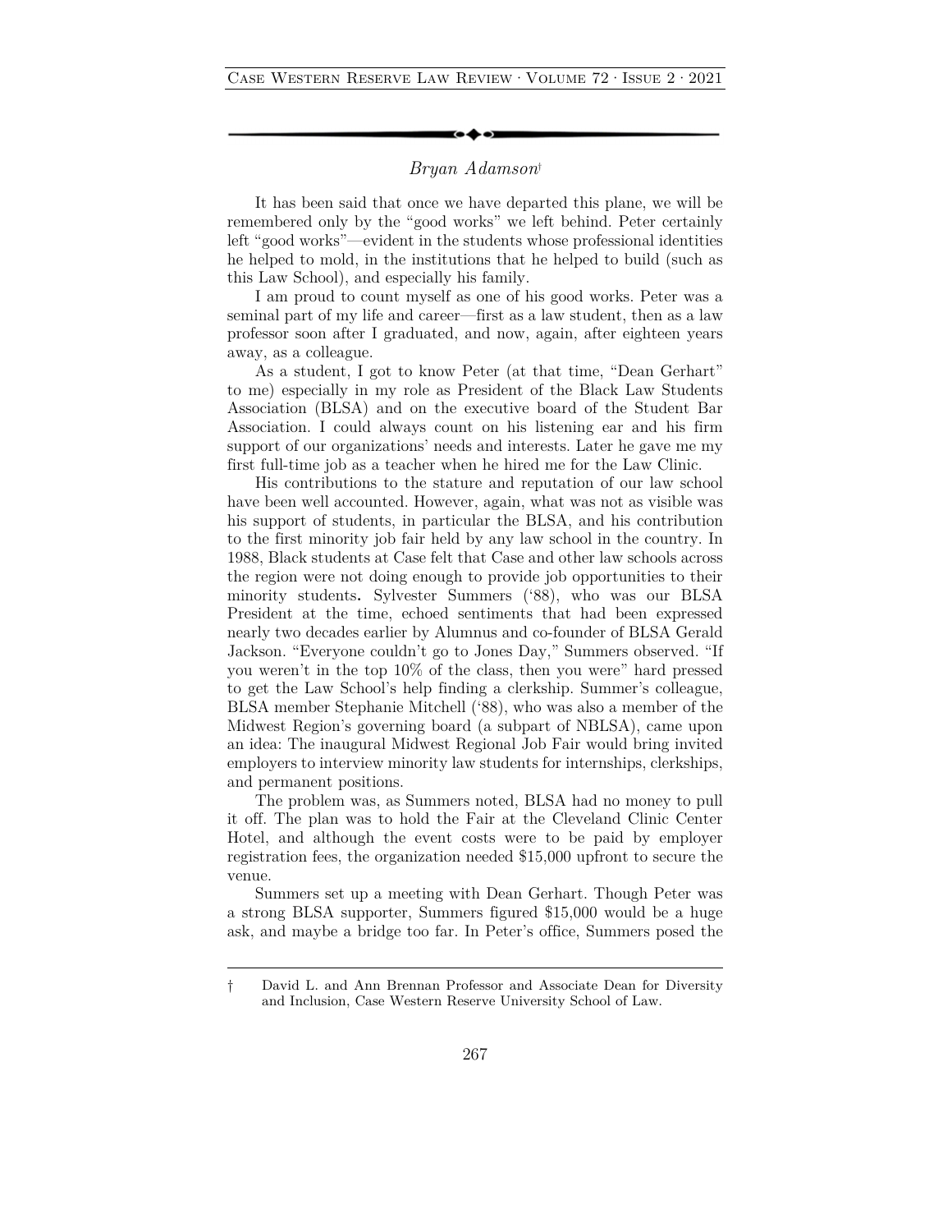*Bryan Adamson*[†]

It has been said that once we have departed this plane, we will be remembered only by the "good works" we left behind. Peter certainly left "good works"—evident in the students whose professional identities he helped to mold, in the institutions that he helped to build (such as this Law School), and especially his family.

I am proud to count myself as one of his good works. Peter was a seminal part of my life and career—first as a law student, then as a law professor soon after I graduated, and now, again, after eighteen years away, as a colleague.

As a student, I got to know Peter (at that time, "Dean Gerhart" to me) especially in my role as President of the Black Law Students Association (BLSA) and on the executive board of the Student Bar Association. I could always count on his listening ear and his firm support of our organizations' needs and interests. Later he gave me my first full-time job as a teacher when he hired me for the Law Clinic.

His contributions to the stature and reputation of our law school have been well accounted. However, again, what was not as visible was his support of students, in particular the BLSA, and his contribution to the first minority job fair held by any law school in the country. In 1988, Black students at Case felt that Case and other law schools across the region were not doing enough to provide job opportunities to their minority students**.** Sylvester Summers ('88), who was our BLSA President at the time, echoed sentiments that had been expressed nearly two decades earlier by Alumnus and co-founder of BLSA Gerald Jackson. "Everyone couldn't go to Jones Day," Summers observed. "If you weren't in the top 10% of the class, then you were" hard pressed to get the Law School's help finding a clerkship. Summer's colleague, BLSA member Stephanie Mitchell ('88), who was also a member of the Midwest Region's governing board (a subpart of NBLSA), came upon an idea: The inaugural Midwest Regional Job Fair would bring invited employers to interview minority law students for internships, clerkships, and permanent positions.

The problem was, as Summers noted, BLSA had no money to pull it off. The plan was to hold the Fair at the Cleveland Clinic Center Hotel, and although the event costs were to be paid by employer registration fees, the organization needed $15,000 upfront to secure the venue.

Summers set up a meeting with Dean Gerhart. Though Peter was a strong BLSA supporter, Summers figured $15,000 would be a huge ask, and maybe a bridge too far. In Peter's office, Summers posed the

---

† David L. and Ann Brennan Professor and Associate Dean for Diversity and Inclusion, Case Western Reserve University School of Law.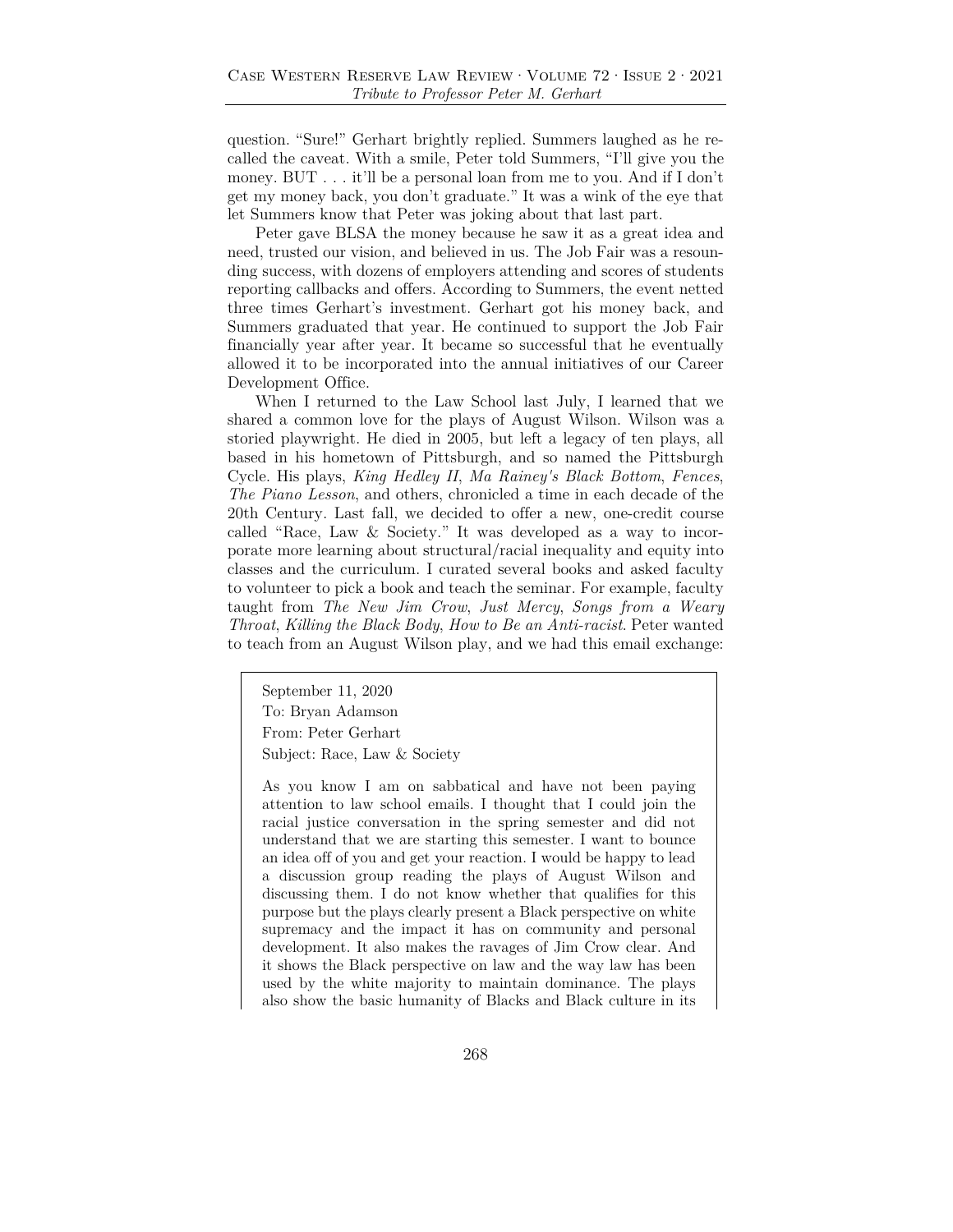question. "Sure!" Gerhart brightly replied. Summers laughed as he recalled the caveat. With a smile, Peter told Summers, "I'll give you the money. BUT . . . it'll be a personal loan from me to you. And if I don't get my money back, you don't graduate." It was a wink of the eye that let Summers know that Peter was joking about that last part.

Peter gave BLSA the money because he saw it as a great idea and need, trusted our vision, and believed in us. The Job Fair was a resounding success, with dozens of employers attending and scores of students reporting callbacks and offers. According to Summers, the event netted three times Gerhart's investment. Gerhart got his money back, and Summers graduated that year. He continued to support the Job Fair financially year after year. It became so successful that he eventually allowed it to be incorporated into the annual initiatives of our Career Development Office.

When I returned to the Law School last July, I learned that we shared a common love for the plays of August Wilson. Wilson was a storied playwright. He died in 2005, but left a legacy of ten plays, all based in his hometown of Pittsburgh, and so named the Pittsburgh Cycle. His plays, *King Hedley II*, *Ma Rainey's Black Bottom*, *Fences*, *The Piano Lesson*, and others, chronicled a time in each decade of the 20th Century. Last fall, we decided to offer a new, one-credit course called "Race, Law & Society." It was developed as a way to incorporate more learning about structural/racial inequality and equity into classes and the curriculum. I curated several books and asked faculty to volunteer to pick a book and teach the seminar. For example, faculty taught from *The New Jim Crow*, *Just Mercy*, *Songs from a Weary Throat*, *Killing the Black Body*, *How to Be an Anti-racist*. Peter wanted to teach from an August Wilson play, and we had this email exchange:

> September 11, 2020
> To: Bryan Adamson
> From: Peter Gerhart
> Subject: Race, Law & Society
>
> As you know I am on sabbatical and have not been paying attention to law school emails. I thought that I could join the racial justice conversation in the spring semester and did not understand that we are starting this semester. I want to bounce an idea off of you and get your reaction. I would be happy to lead a discussion group reading the plays of August Wilson and discussing them. I do not know whether that qualifies for this purpose but the plays clearly present a Black perspective on white supremacy and the impact it has on community and personal development. It also makes the ravages of Jim Crow clear. And it shows the Black perspective on law and the way law has been used by the white majority to maintain dominance. The plays also show the basic humanity of Blacks and Black culture in its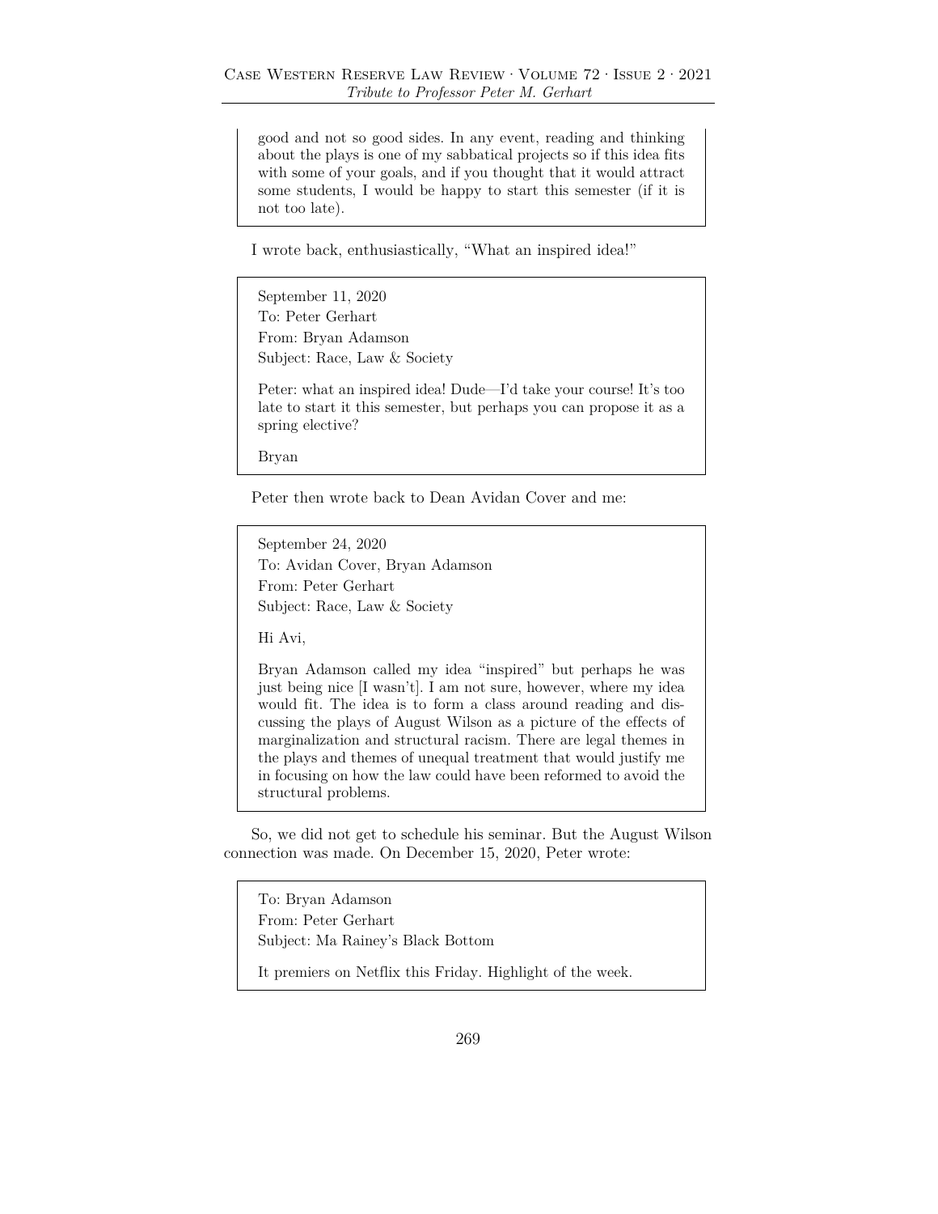> good and not so good sides. In any event, reading and thinking about the plays is one of my sabbatical projects so if this idea fits with some of your goals, and if you thought that it would attract some students, I would be happy to start this semester (if it is not too late).

I wrote back, enthusiastically, "What an inspired idea!"

> September 11, 2020
>
> To: Peter Gerhart
>
> From: Bryan Adamson
>
> Subject: Race, Law & Society
>
> Peter: what an inspired idea! Dude—I'd take your course! It's too late to start it this semester, but perhaps you can propose it as a spring elective?
>
> Bryan

Peter then wrote back to Dean Avidan Cover and me:

> September 24, 2020
>
> To: Avidan Cover, Bryan Adamson
>
> From: Peter Gerhart
>
> Subject: Race, Law & Society
>
> Hi Avi,
>
> Bryan Adamson called my idea "inspired" but perhaps he was just being nice [I wasn't]. I am not sure, however, where my idea would fit. The idea is to form a class around reading and discussing the plays of August Wilson as a picture of the effects of marginalization and structural racism. There are legal themes in the plays and themes of unequal treatment that would justify me in focusing on how the law could have been reformed to avoid the structural problems.

So, we did not get to schedule his seminar. But the August Wilson connection was made. On December 15, 2020, Peter wrote:

> To: Bryan Adamson
>
> From: Peter Gerhart
>
> Subject: Ma Rainey's Black Bottom
>
> It premiers on Netflix this Friday. Highlight of the week.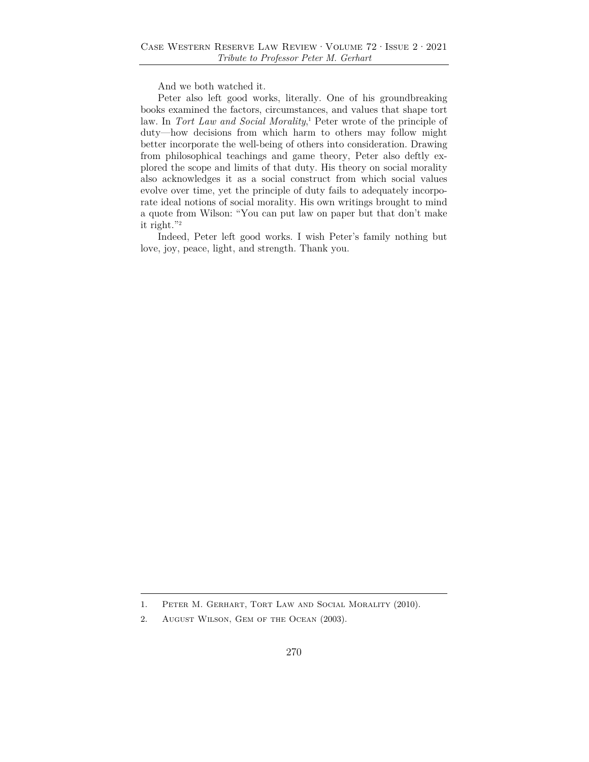And we both watched it.

Peter also left good works, literally. One of his groundbreaking books examined the factors, circumstances, and values that shape tort law. In *Tort Law and Social Morality*,[1] Peter wrote of the principle of duty—how decisions from which harm to others may follow might better incorporate the well-being of others into consideration. Drawing from philosophical teachings and game theory, Peter also deftly explored the scope and limits of that duty. His theory on social morality also acknowledges it as a social construct from which social values evolve over time, yet the principle of duty fails to adequately incorporate ideal notions of social morality. His own writings brought to mind a quote from Wilson: "You can put law on paper but that don't make it right."[2]

Indeed, Peter left good works. I wish Peter's family nothing but love, joy, peace, light, and strength. Thank you.

---

1. Peter M. Gerhart, Tort Law and Social Morality (2010).
2. August Wilson, Gem of the Ocean (2003).